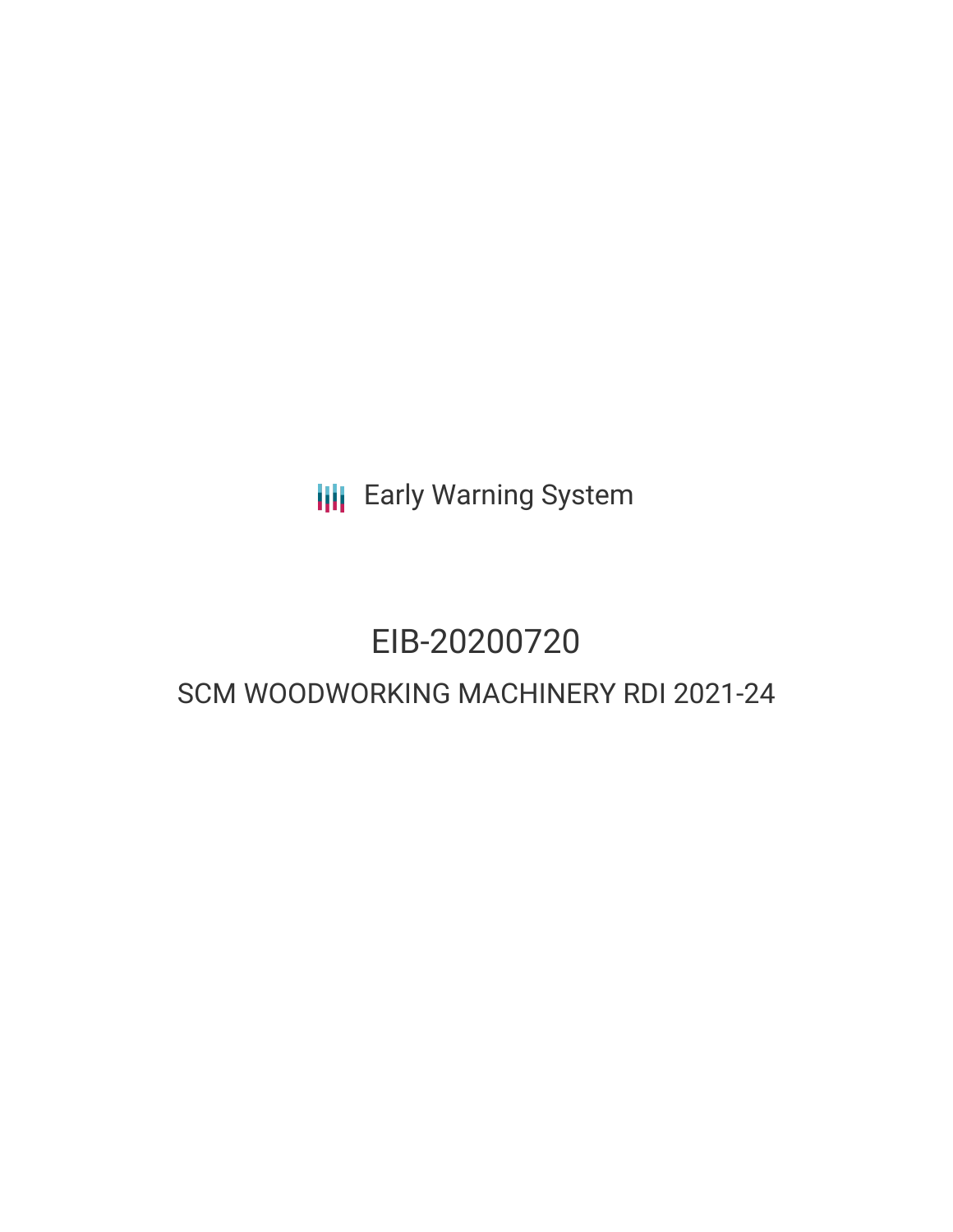Early Warning System

# EIB-20200720

## SCM WOODWORKING MACHINERY RDI 2021-24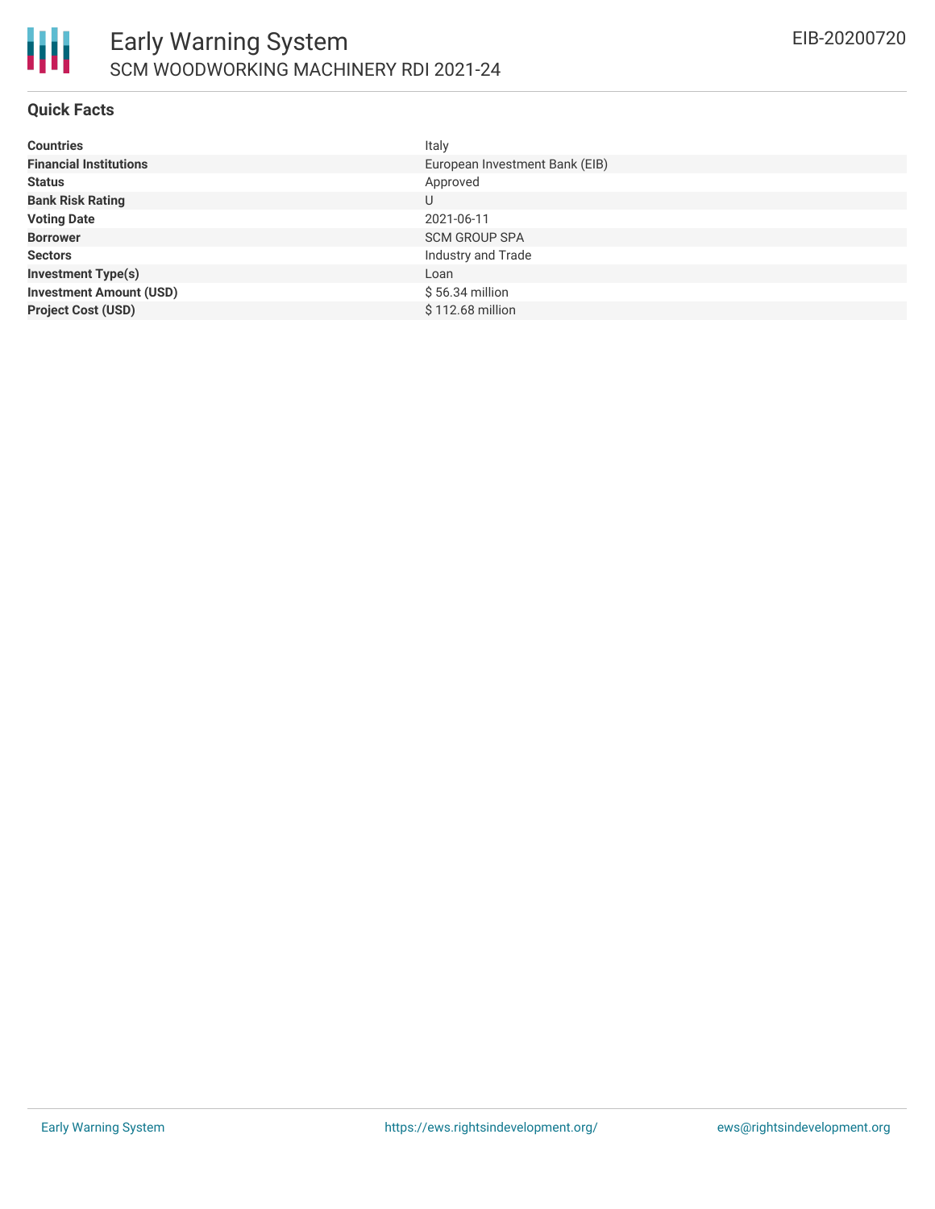# Early Warning System

SCM WOODWORKING MACHINERY RDI 2021-24

EIB-20200720

## Quick Facts

| | |
|---|---|
| **Countries** | Italy |
| **Financial Institutions** | European Investment Bank (EIB) |
| **Status** | Approved |
| **Bank Risk Rating** | U |
| **Voting Date** | 2021-06-11 |
| **Borrower** | SCM GROUP SPA |
| **Sectors** | Industry and Trade |
| **Investment Type(s)** | Loan |
| **Investment Amount (USD)** | $ 56.34 million |
| **Project Cost (USD)** | $ 112.68 million |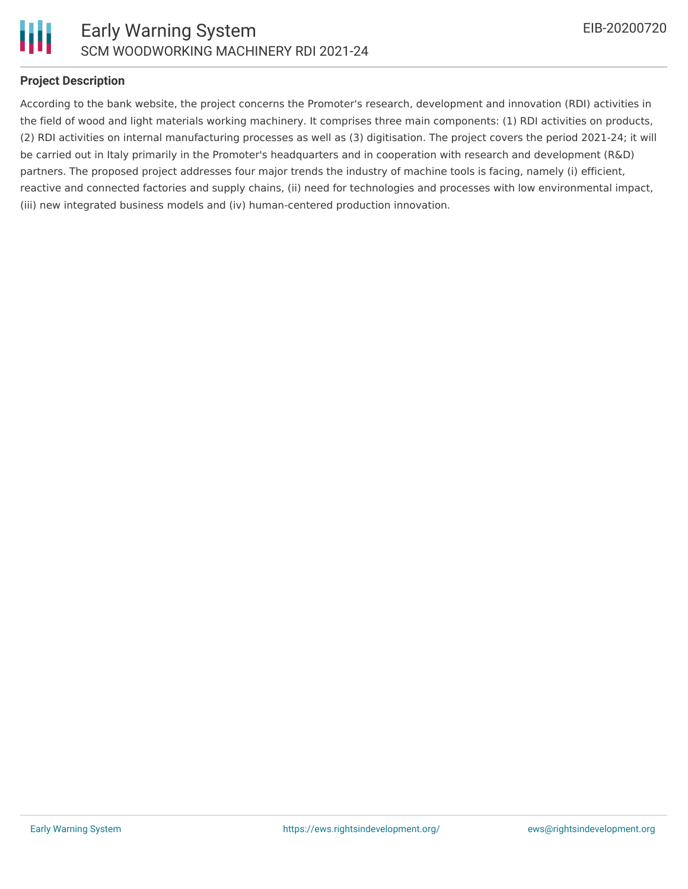**Project Description**

According to the bank website, the project concerns the Promoter's research, development and innovation (RDI) activities in the field of wood and light materials working machinery. It comprises three main components: (1) RDI activities on products, (2) RDI activities on internal manufacturing processes as well as (3) digitisation. The project covers the period 2021-24; it will be carried out in Italy primarily in the Promoter's headquarters and in cooperation with research and development (R&D) partners. The proposed project addresses four major trends the industry of machine tools is facing, namely (i) efficient, reactive and connected factories and supply chains, (ii) need for technologies and processes with low environmental impact, (iii) new integrated business models and (iv) human-centered production innovation.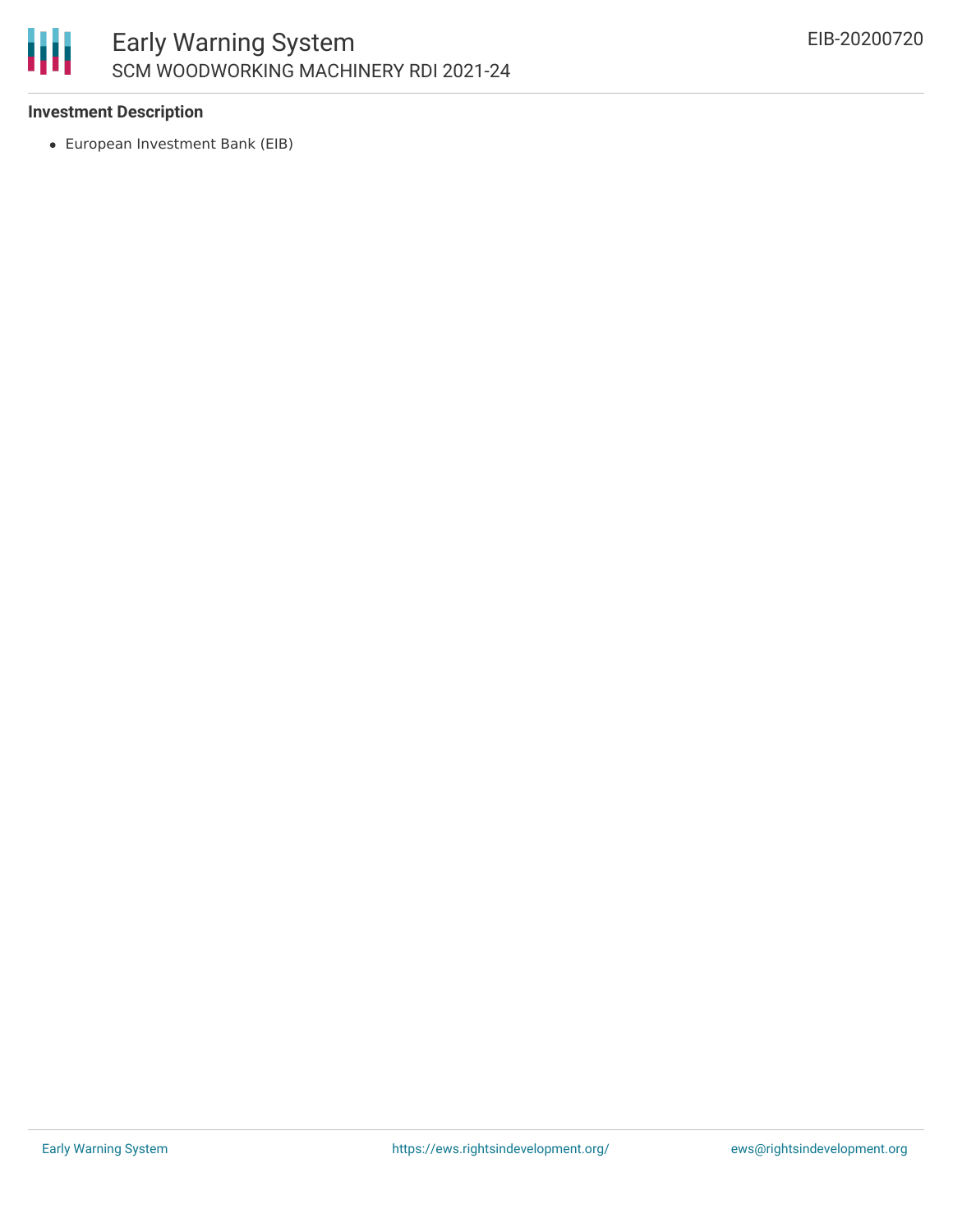**Investment Description**

- European Investment Bank (EIB)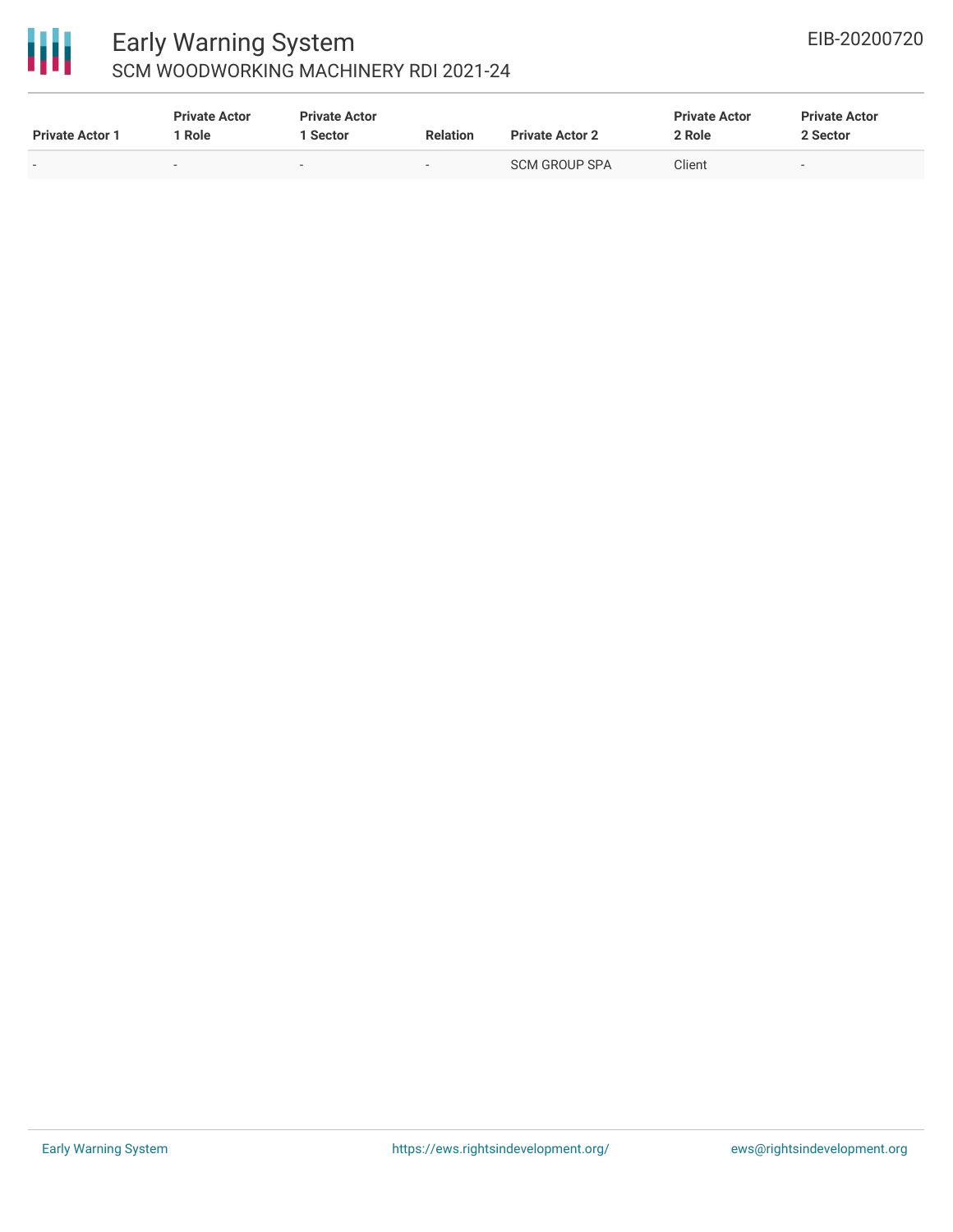| Private Actor 1 | Private Actor 1 Role | Private Actor 1 Sector | Relation | Private Actor 2 | Private Actor 2 Role | Private Actor 2 Sector |
|---|---|---|---|---|---|---|
| - | - | - | - | SCM GROUP SPA | Client | - |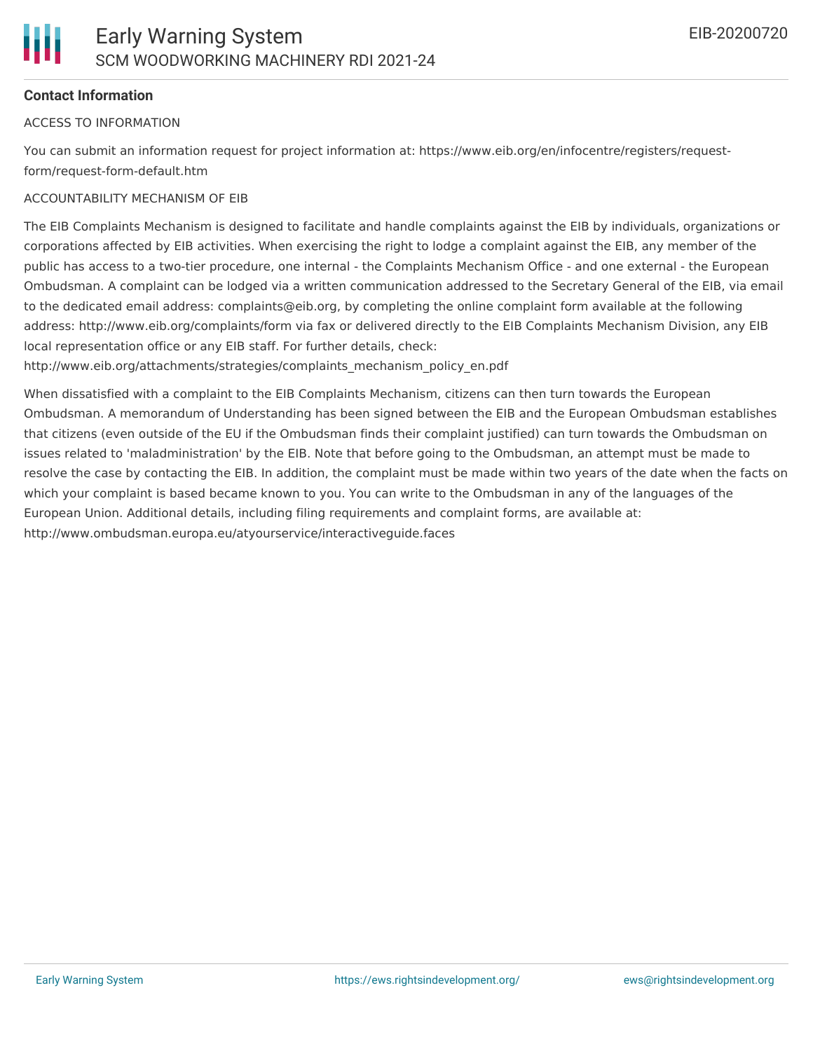**Contact Information**

ACCESS TO INFORMATION

You can submit an information request for project information at: https://www.eib.org/en/infocentre/registers/request-form/request-form-default.htm

ACCOUNTABILITY MECHANISM OF EIB

The EIB Complaints Mechanism is designed to facilitate and handle complaints against the EIB by individuals, organizations or corporations affected by EIB activities. When exercising the right to lodge a complaint against the EIB, any member of the public has access to a two-tier procedure, one internal - the Complaints Mechanism Office - and one external - the European Ombudsman. A complaint can be lodged via a written communication addressed to the Secretary General of the EIB, via email to the dedicated email address: complaints@eib.org, by completing the online complaint form available at the following address: http://www.eib.org/complaints/form via fax or delivered directly to the EIB Complaints Mechanism Division, any EIB local representation office or any EIB staff. For further details, check: http://www.eib.org/attachments/strategies/complaints_mechanism_policy_en.pdf

When dissatisfied with a complaint to the EIB Complaints Mechanism, citizens can then turn towards the European Ombudsman. A memorandum of Understanding has been signed between the EIB and the European Ombudsman establishes that citizens (even outside of the EU if the Ombudsman finds their complaint justified) can turn towards the Ombudsman on issues related to 'maladministration' by the EIB. Note that before going to the Ombudsman, an attempt must be made to resolve the case by contacting the EIB. In addition, the complaint must be made within two years of the date when the facts on which your complaint is based became known to you. You can write to the Ombudsman in any of the languages of the European Union. Additional details, including filing requirements and complaint forms, are available at: http://www.ombudsman.europa.eu/atyourservice/interactiveguide.faces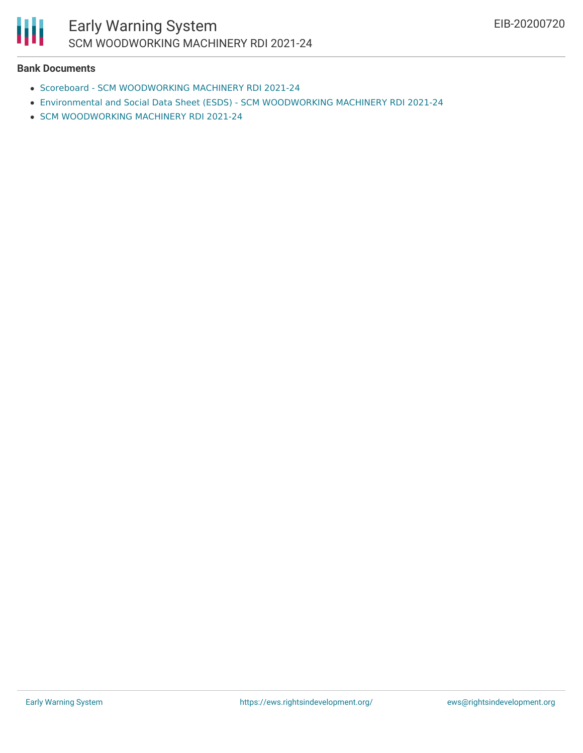**Bank Documents**

- Scoreboard - SCM WOODWORKING MACHINERY RDI 2021-24
- Environmental and Social Data Sheet (ESDS) - SCM WOODWORKING MACHINERY RDI 2021-24
- SCM WOODWORKING MACHINERY RDI 2021-24